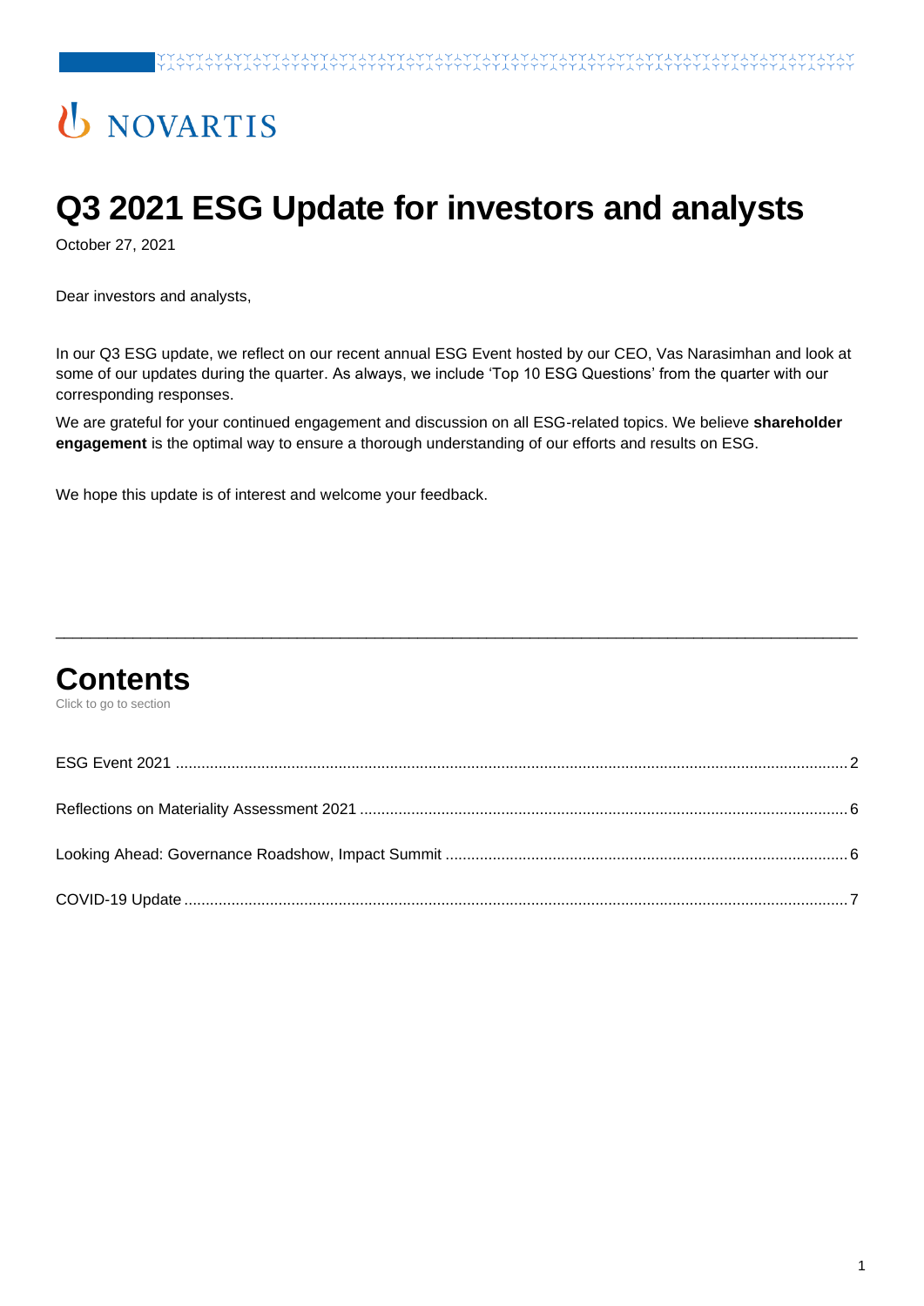NOVARTIS

# Q3 2021 ESG Update for investors and analysts

October 27, 2021

Dear investors and analysts,

In our Q3 ESG update, we reflect on our recent annual ESG Event hosted by our CEO, Vas Narasimhan and look at some of our updates during the quarter. As always, we include 'Top 10 ESG Questions' from the quarter with our corresponding responses.

We are grateful for your continued engagement and discussion on all ESG-related topics. We believe **shareholder engagement** is the optimal way to ensure a thorough understanding of our efforts and results on ESG.

We hope this update is of interest and welcome your feedback.

---

## Contents

Click to go to section

ESG Event 2021 .......... 2

Reflections on Materiality Assessment 2021 .......... 6

Looking Ahead: Governance Roadshow, Impact Summit .......... 6

COVID-19 Update .......... 7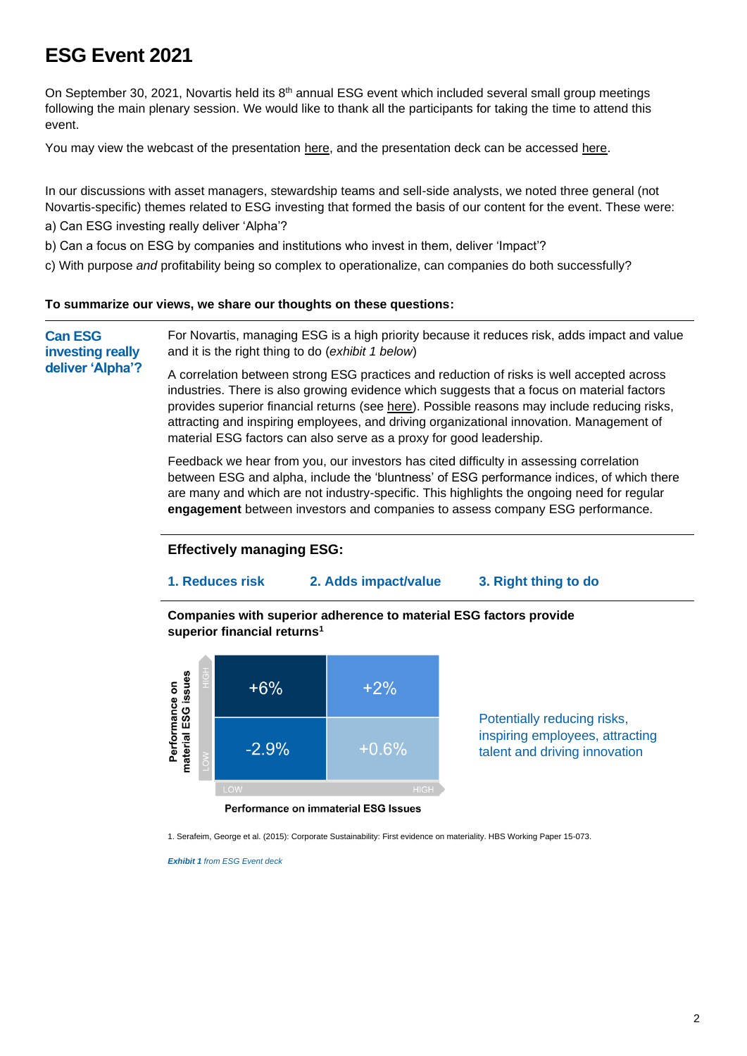# ESG Event 2021

On September 30, 2021, Novartis held its 8th annual ESG event which included several small group meetings following the main plenary session. We would like to thank all the participants for taking the time to attend this event.

You may view the webcast of the presentation here, and the presentation deck can be accessed here.

In our discussions with asset managers, stewardship teams and sell-side analysts, we noted three general (not Novartis-specific) themes related to ESG investing that formed the basis of our content for the event. These were:

a) Can ESG investing really deliver 'Alpha'?

b) Can a focus on ESG by companies and institutions who invest in them, deliver 'Impact'?

c) With purpose *and* profitability being so complex to operationalize, can companies do both successfully?

**To summarize our views, we share our thoughts on these questions:**

## Can ESG investing really deliver 'Alpha'?

For Novartis, managing ESG is a high priority because it reduces risk, adds impact and value and it is the right thing to do (*exhibit 1 below*)

A correlation between strong ESG practices and reduction of risks is well accepted across industries. There is also growing evidence which suggests that a focus on material factors provides superior financial returns (see here). Possible reasons may include reducing risks, attracting and inspiring employees, and driving organizational innovation. Management of material ESG factors can also serve as a proxy for good leadership.

Feedback we hear from you, our investors has cited difficulty in assessing correlation between ESG and alpha, include the 'bluntness' of ESG performance indices, of which there are many and which are not industry-specific. This highlights the ongoing need for regular **engagement** between investors and companies to assess company ESG performance.

### Effectively managing ESG:

**1. Reduces risk** **2. Adds impact/value** **3. Right thing to do**

**Companies with superior adherence to material ESG factors provide superior financial returns[1]**

| Performance on material ESG issues \ Performance on immaterial ESG Issues | LOW | HIGH |
|---|---|---|
| HIGH | +6% | +2% |
| LOW | -2.9% | +0.6% |

Potentially reducing risks, inspiring employees, attracting talent and driving innovation

1. Serafeim, George et al. (2015): Corporate Sustainability: First evidence on materiality. HBS Working Paper 15-073.

***Exhibit 1** from ESG Event deck*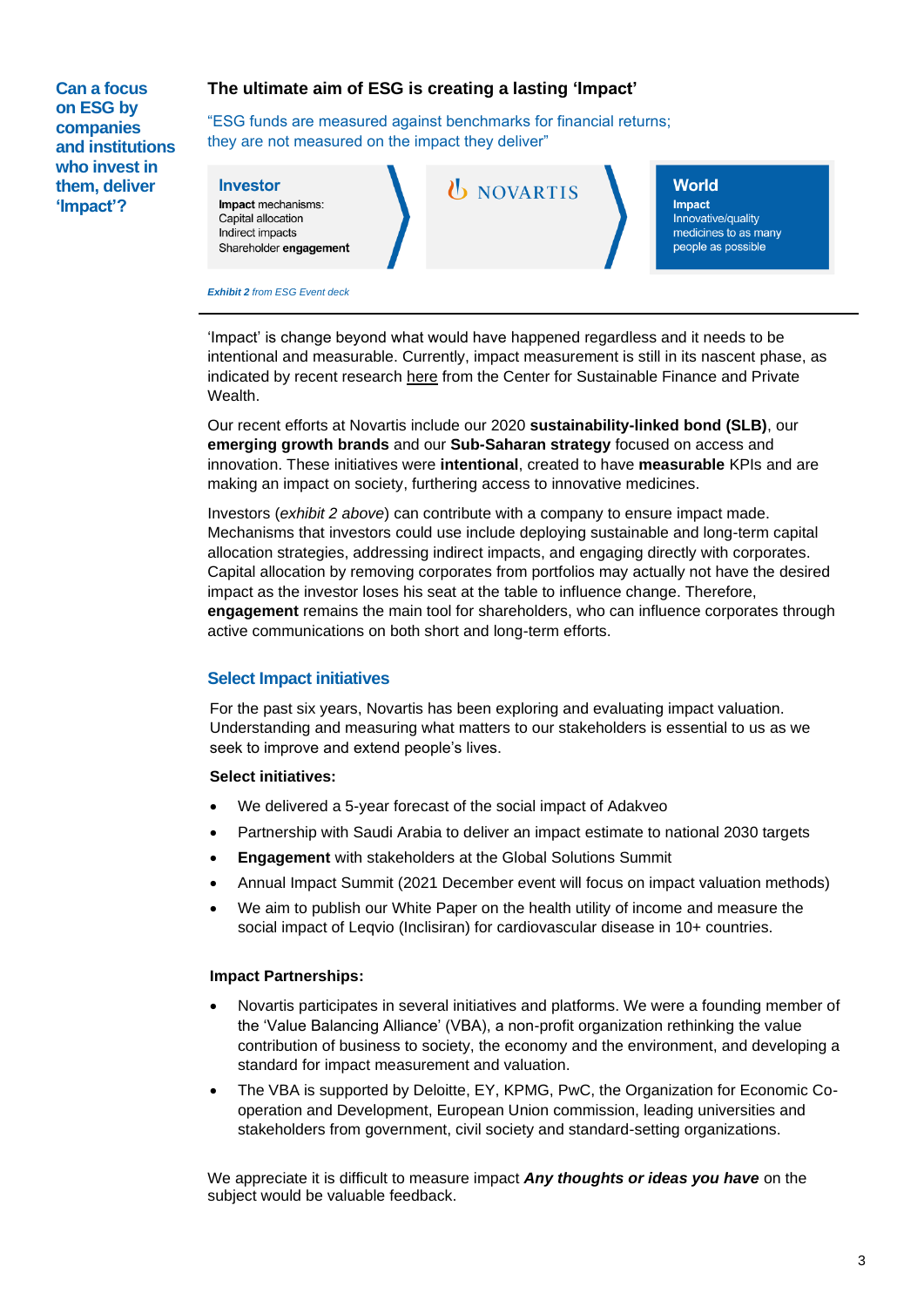**Can a focus on ESG by companies and institutions who invest in them, deliver 'Impact'?**

## The ultimate aim of ESG is creating a lasting 'Impact'

"ESG funds are measured against benchmarks for financial returns; they are not measured on the impact they deliver"

**Investor**
**Impact** mechanisms:
Capital allocation
Indirect impacts
Shareholder **engagement**

NOVARTIS

**World**
**Impact**
Innovative/quality medicines to as many people as possible

***Exhibit 2*** *from ESG Event deck*

---

'Impact' is change beyond what would have happened regardless and it needs to be intentional and measurable. Currently, impact measurement is still in its nascent phase, as indicated by recent research here from the Center for Sustainable Finance and Private Wealth.

Our recent efforts at Novartis include our 2020 **sustainability-linked bond (SLB)**, our **emerging growth brands** and our **Sub-Saharan strategy** focused on access and innovation. These initiatives were **intentional**, created to have **measurable** KPIs and are making an impact on society, furthering access to innovative medicines.

Investors (*exhibit 2 above*) can contribute with a company to ensure impact made. Mechanisms that investors could use include deploying sustainable and long-term capital allocation strategies, addressing indirect impacts, and engaging directly with corporates. Capital allocation by removing corporates from portfolios may actually not have the desired impact as the investor loses his seat at the table to influence change. Therefore, **engagement** remains the main tool for shareholders, who can influence corporates through active communications on both short and long-term efforts.

### Select Impact initiatives

For the past six years, Novartis has been exploring and evaluating impact valuation. Understanding and measuring what matters to our stakeholders is essential to us as we seek to improve and extend people's lives.

**Select initiatives:**

- We delivered a 5-year forecast of the social impact of Adakveo
- Partnership with Saudi Arabia to deliver an impact estimate to national 2030 targets
- **Engagement** with stakeholders at the Global Solutions Summit
- Annual Impact Summit (2021 December event will focus on impact valuation methods)
- We aim to publish our White Paper on the health utility of income and measure the social impact of Leqvio (Inclisiran) for cardiovascular disease in 10+ countries.

**Impact Partnerships:**

- Novartis participates in several initiatives and platforms. We were a founding member of the 'Value Balancing Alliance' (VBA), a non-profit organization rethinking the value contribution of business to society, the economy and the environment, and developing a standard for impact measurement and valuation.
- The VBA is supported by Deloitte, EY, KPMG, PwC, the Organization for Economic Co-operation and Development, European Union commission, leading universities and stakeholders from government, civil society and standard-setting organizations.

We appreciate it is difficult to measure impact ***Any thoughts or ideas you have*** on the subject would be valuable feedback.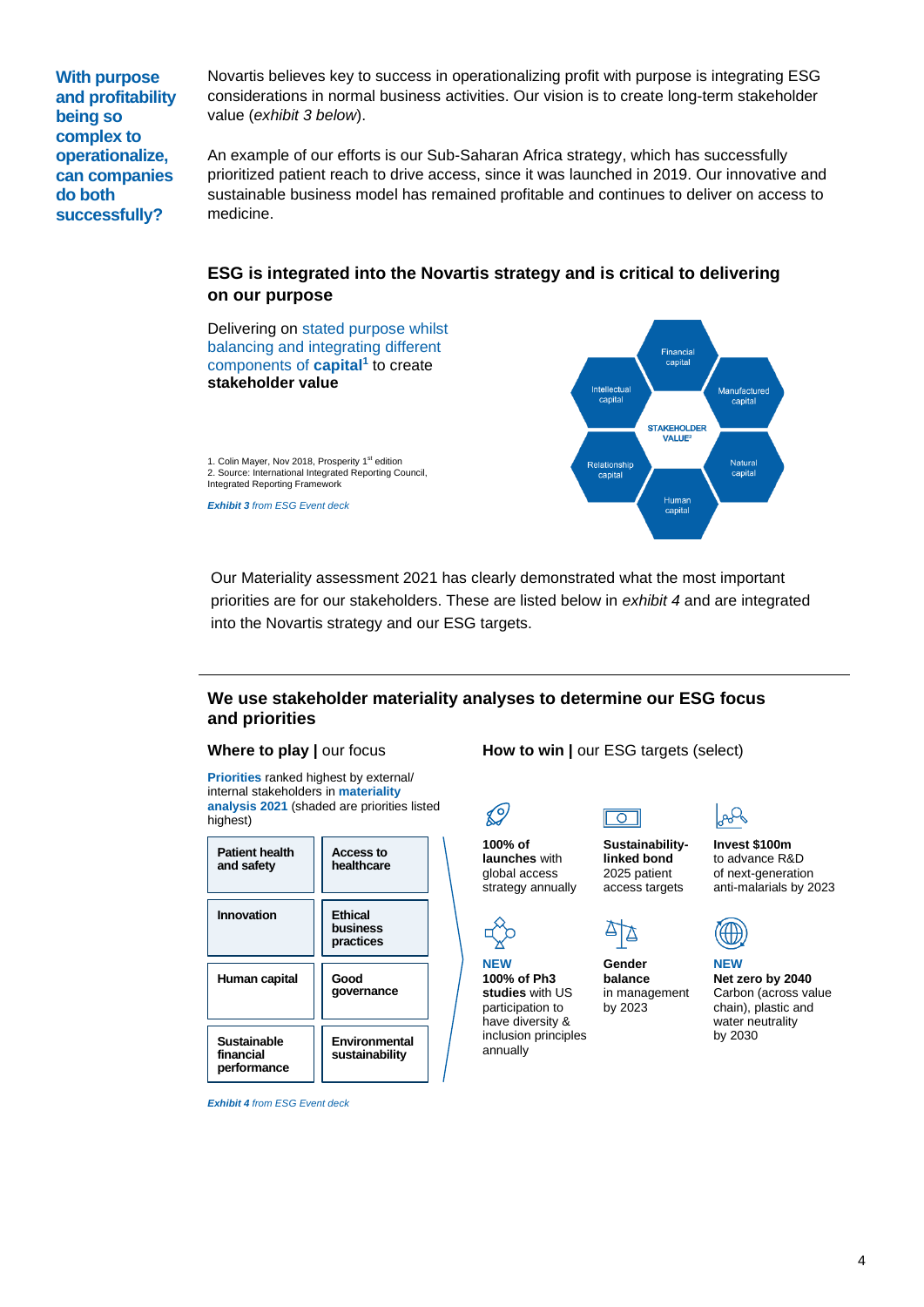**With purpose and profitability being so complex to operationalize, can companies do both successfully?**

Novartis believes key to success in operationalizing profit with purpose is integrating ESG considerations in normal business activities. Our vision is to create long-term stakeholder value (*exhibit 3 below*).

An example of our efforts is our Sub-Saharan Africa strategy, which has successfully prioritized patient reach to drive access, since it was launched in 2019. Our innovative and sustainable business model has remained profitable and continues to deliver on access to medicine.

## ESG is integrated into the Novartis strategy and is critical to delivering on our purpose

Delivering on stated purpose whilst balancing and integrating different components of **capital**[1] to create **stakeholder value**

STAKEHOLDER VALUE[2]

- Financial capital
- Manufactured capital
- Natural capital
- Human capital
- Relationship capital
- Intellectual capital

1. Colin Mayer, Nov 2018, Prosperity 1[st] edition
2. Source: International Integrated Reporting Council, Integrated Reporting Framework

***Exhibit 3*** *from ESG Event deck*

Our Materiality assessment 2021 has clearly demonstrated what the most important priorities are for our stakeholders. These are listed below in *exhibit 4* and are integrated into the Novartis strategy and our ESG targets.

## We use stakeholder materiality analyses to determine our ESG focus and priorities

**Where to play |** our focus

**Priorities** ranked highest by external/ internal stakeholders in **materiality analysis 2021** (shaded are priorities listed highest)

| | |
|---|---|
| **Patient health and safety** | **Access to healthcare** |
| **Innovation** | **Ethical business practices** |
| **Human capital** | **Good governance** |
| **Sustainable financial performance** | **Environmental sustainability** |

**How to win |** our ESG targets (select)

- **100% of launches** with global access strategy annually
- **Sustainability-linked bond** 2025 patient access targets
- **Invest $100m** to advance R&D of next-generation anti-malarials by 2023
- **NEW** **100% of Ph3 studies** with US participation to have diversity & inclusion principles annually
- **Gender balance** in management by 2023
- **NEW** **Net zero by 2040** Carbon (across value chain), plastic and water neutrality by 2030

***Exhibit 4*** *from ESG Event deck*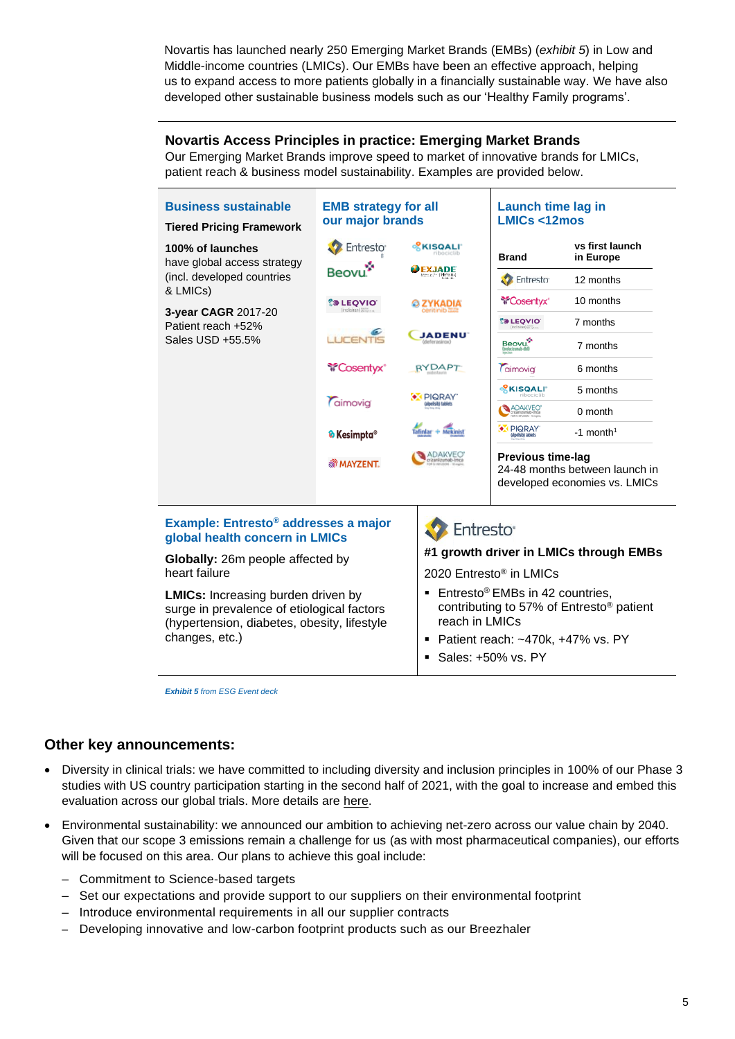Novartis has launched nearly 250 Emerging Market Brands (EMBs) (*exhibit 5*) in Low and Middle-income countries (LMICs). Our EMBs have been an effective approach, helping us to expand access to more patients globally in a financially sustainable way. We have also developed other sustainable business models such as our 'Healthy Family programs'.

**Novartis Access Principles in practice: Emerging Market Brands**

Our Emerging Market Brands improve speed to market of innovative brands for LMICs, patient reach & business model sustainability. Examples are provided below.

**Business sustainable**

**Tiered Pricing Framework**

**100% of launches** have global access strategy (incl. developed countries & LMICs)

**3-year CAGR** 2017-20
Patient reach +52%
Sales USD +55.5%

**EMB strategy for all our major brands**

Entresto, Kisqali, Beovu, Exjade, Leqvio, Zykadia, Lucentis, Jadenu, Cosentyx, Rydapt, Aimovig, Piqray, Kesimpta, Tafinlar + Mekinist, Mayzent, Adakveo

**Launch time lag in LMICs <12mos**

| Brand | vs first launch in Europe |
|---|---|
| Entresto | 12 months |
| Cosentyx | 10 months |
| Leqvio | 7 months |
| Beovu | 7 months |
| Aimovig | 6 months |
| Kisqali | 5 months |
| Adakveo | 0 month |
| Piqray | -1 month[1] |

**Previous time-lag**
24-48 months between launch in developed economies vs. LMICs

**Example: Entresto® addresses a major global health concern in LMICs**

**Globally:** 26m people affected by heart failure

**LMICs:** Increasing burden driven by surge in prevalence of etiological factors (hypertension, diabetes, obesity, lifestyle changes, etc.)

Entresto®

**#1 growth driver in LMICs through EMBs**

2020 Entresto® in LMICs

- Entresto® EMBs in 42 countries, contributing to 57% of Entresto® patient reach in LMICs
- Patient reach: ~470k, +47% vs. PY
- Sales: +50% vs. PY

***Exhibit 5** from ESG Event deck*

## Other key announcements:

- Diversity in clinical trials: we have committed to including diversity and inclusion principles in 100% of our Phase 3 studies with US country participation starting in the second half of 2021, with the goal to increase and embed this evaluation across our global trials. More details are here.
- Environmental sustainability: we announced our ambition to achieving net-zero across our value chain by 2040. Given that our scope 3 emissions remain a challenge for us (as with most pharmaceutical companies), our efforts will be focused on this area. Our plans to achieve this goal include:
  - Commitment to Science-based targets
  - Set our expectations and provide support to our suppliers on their environmental footprint
  - Introduce environmental requirements in all our supplier contracts
  - Developing innovative and low-carbon footprint products such as our Breezhaler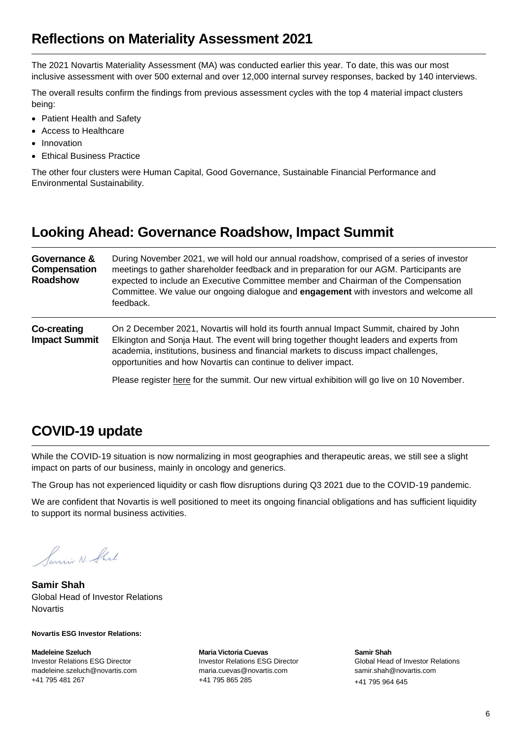## Reflections on Materiality Assessment 2021

The 2021 Novartis Materiality Assessment (MA) was conducted earlier this year. To date, this was our most inclusive assessment with over 500 external and over 12,000 internal survey responses, backed by 140 interviews.

The overall results confirm the findings from previous assessment cycles with the top 4 material impact clusters being:

- Patient Health and Safety
- Access to Healthcare
- Innovation
- Ethical Business Practice

The other four clusters were Human Capital, Good Governance, Sustainable Financial Performance and Environmental Sustainability.

## Looking Ahead: Governance Roadshow, Impact Summit

**Governance & Compensation Roadshow**

During November 2021, we will hold our annual roadshow, comprised of a series of investor meetings to gather shareholder feedback and in preparation for our AGM. Participants are expected to include an Executive Committee member and Chairman of the Compensation Committee. We value our ongoing dialogue and **engagement** with investors and welcome all feedback.

**Co-creating Impact Summit**

On 2 December 2021, Novartis will hold its fourth annual Impact Summit, chaired by John Elkington and Sonja Haut. The event will bring together thought leaders and experts from academia, institutions, business and financial markets to discuss impact challenges, opportunities and how Novartis can continue to deliver impact.

Please register here for the summit. Our new virtual exhibition will go live on 10 November.

## COVID-19 update

While the COVID-19 situation is now normalizing in most geographies and therapeutic areas, we still see a slight impact on parts of our business, mainly in oncology and generics.

The Group has not experienced liquidity or cash flow disruptions during Q3 2021 due to the COVID-19 pandemic.

We are confident that Novartis is well positioned to meet its ongoing financial obligations and has sufficient liquidity to support its normal business activities.

Samir N. Shah

**Samir Shah**
Global Head of Investor Relations
Novartis

**Novartis ESG Investor Relations:**

**Madeleine Szeluch**
Investor Relations ESG Director
madeleine.szeluch@novartis.com
+41 795 481 267

**Maria Victoria Cuevas**
Investor Relations ESG Director
maria.cuevas@novartis.com
+41 795 865 285

**Samir Shah**
Global Head of Investor Relations
samir.shah@novartis.com
+41 795 964 645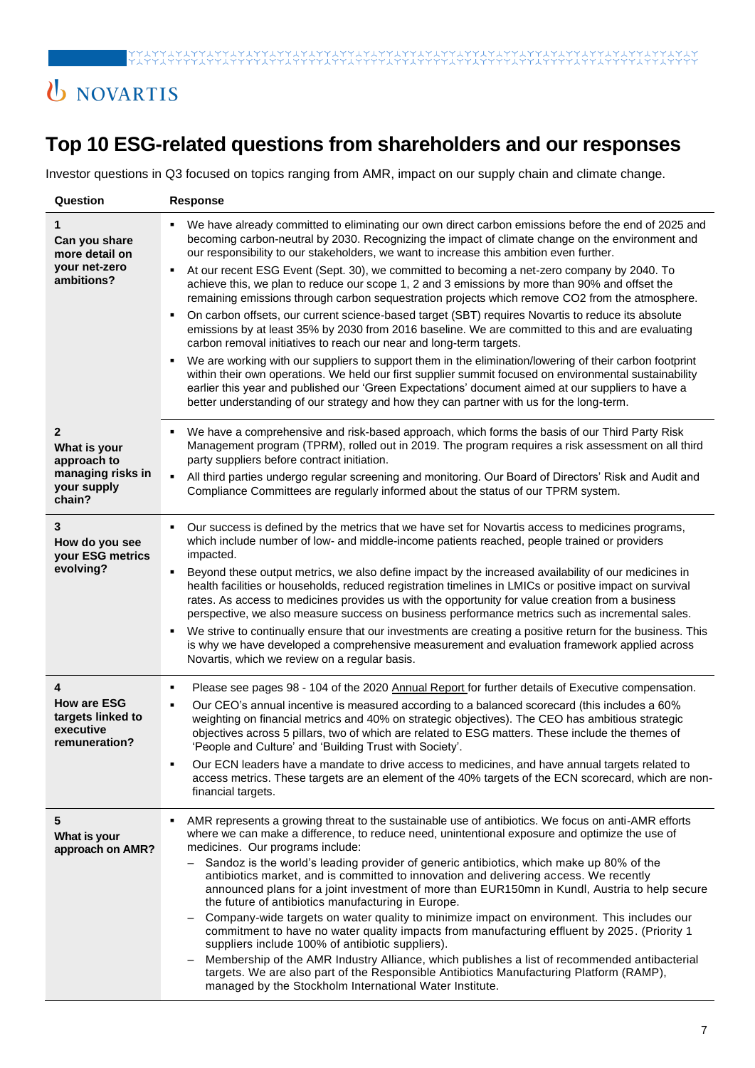# Top 10 ESG-related questions from shareholders and our responses

Investor questions in Q3 focused on topics ranging from AMR, impact on our supply chain and climate change.

| Question | Response |
|---|---|
| **1** **Can you share more detail on your net-zero ambitions?** | ▪ We have already committed to eliminating our own direct carbon emissions before the end of 2025 and becoming carbon-neutral by 2030. Recognizing the impact of climate change on the environment and our responsibility to our stakeholders, we want to increase this ambition even further. <br> ▪ At our recent ESG Event (Sept. 30), we committed to becoming a net-zero company by 2040. To achieve this, we plan to reduce our scope 1, 2 and 3 emissions by more than 90% and offset the remaining emissions through carbon sequestration projects which remove CO2 from the atmosphere. <br> ▪ On carbon offsets, our current science-based target (SBT) requires Novartis to reduce its absolute emissions by at least 35% by 2030 from 2016 baseline. We are committed to this and are evaluating carbon removal initiatives to reach our near and long-term targets. <br> ▪ We are working with our suppliers to support them in the elimination/lowering of their carbon footprint within their own operations. We held our first supplier summit focused on environmental sustainability earlier this year and published our 'Green Expectations' document aimed at our suppliers to have a better understanding of our strategy and how they can partner with us for the long-term. |
| **2** **What is your approach to managing risks in your supply chain?** | ▪ We have a comprehensive and risk-based approach, which forms the basis of our Third Party Risk Management program (TPRM), rolled out in 2019. The program requires a risk assessment on all third party suppliers before contract initiation. <br> ▪ All third parties undergo regular screening and monitoring. Our Board of Directors' Risk and Audit and Compliance Committees are regularly informed about the status of our TPRM system. |
| **3** **How do you see your ESG metrics evolving?** | ▪ Our success is defined by the metrics that we have set for Novartis access to medicines programs, which include number of low- and middle-income patients reached, people trained or providers impacted. <br> ▪ Beyond these output metrics, we also define impact by the increased availability of our medicines in health facilities or households, reduced registration timelines in LMICs or positive impact on survival rates. As access to medicines provides us with the opportunity for value creation from a business perspective, we also measure success on business performance metrics such as incremental sales. <br> ▪ We strive to continually ensure that our investments are creating a positive return for the business. This is why we have developed a comprehensive measurement and evaluation framework applied across Novartis, which we review on a regular basis. |
| **4** **How are ESG targets linked to executive remuneration?** | ▪ Please see pages 98 - 104 of the 2020 Annual Report for further details of Executive compensation. <br> ▪ Our CEO's annual incentive is measured according to a balanced scorecard (this includes a 60% weighting on financial metrics and 40% on strategic objectives). The CEO has ambitious strategic objectives across 5 pillars, two of which are related to ESG matters. These include the themes of 'People and Culture' and 'Building Trust with Society'. <br> ▪ Our ECN leaders have a mandate to drive access to medicines, and have annual targets related to access metrics. These targets are an element of the 40% targets of the ECN scorecard, which are non-financial targets. |
| **5** **What is your approach on AMR?** | ▪ AMR represents a growing threat to the sustainable use of antibiotics. We focus on anti-AMR efforts where we can make a difference, to reduce need, unintentional exposure and optimize the use of medicines. Our programs include: <br> – Sandoz is the world's leading provider of generic antibiotics, which make up 80% of the antibiotics market, and is committed to innovation and delivering access. We recently announced plans for a joint investment of more than EUR150mn in Kundl, Austria to help secure the future of antibiotics manufacturing in Europe. <br> – Company-wide targets on water quality to minimize impact on environment. This includes our commitment to have no water quality impacts from manufacturing effluent by 2025. (Priority 1 suppliers include 100% of antibiotic suppliers). <br> – Membership of the AMR Industry Alliance, which publishes a list of recommended antibacterial targets. We are also part of the Responsible Antibiotics Manufacturing Platform (RAMP), managed by the Stockholm International Water Institute. |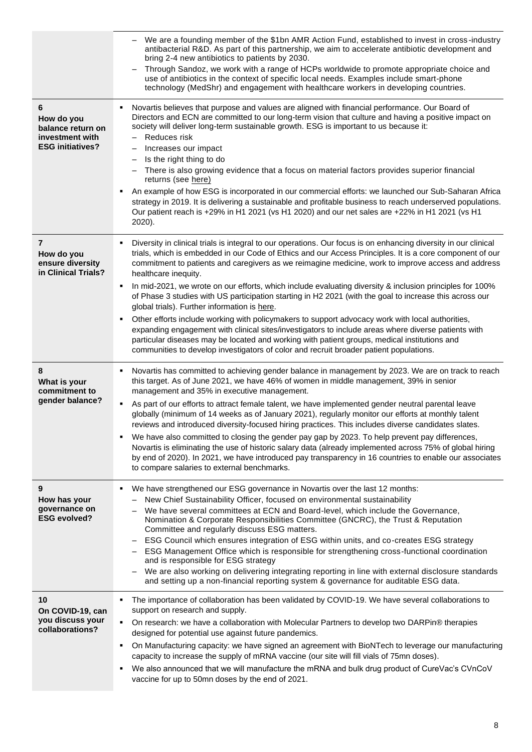| | |
|---|---|
| | – We are a founding member of the $1bn AMR Action Fund, established to invest in cross-industry antibacterial R&D. As part of this partnership, we aim to accelerate antibiotic development and bring 2-4 new antibiotics to patients by 2030.<br>– Through Sandoz, we work with a range of HCPs worldwide to promote appropriate choice and use of antibiotics in the context of specific local needs. Examples include smart-phone technology (MedShr) and engagement with healthcare workers in developing countries. |
| **6**<br>**How do you balance return on investment with ESG initiatives?** | ▪ Novartis believes that purpose and values are aligned with financial performance. Our Board of Directors and ECN are committed to our long-term vision that culture and having a positive impact on society will deliver long-term sustainable growth. ESG is important to us because it:<br>– Reduces risk<br>– Increases our impact<br>– Is the right thing to do<br>– There is also growing evidence that a focus on material factors provides superior financial returns (see here)<br>▪ An example of how ESG is incorporated in our commercial efforts: we launched our Sub-Saharan Africa strategy in 2019. It is delivering a sustainable and profitable business to reach underserved populations. Our patient reach is +29% in H1 2021 (vs H1 2020) and our net sales are +22% in H1 2021 (vs H1 2020). |
| **7**<br>**How do you ensure diversity in Clinical Trials?** | ▪ Diversity in clinical trials is integral to our operations. Our focus is on enhancing diversity in our clinical trials, which is embedded in our Code of Ethics and our Access Principles. It is a core component of our commitment to patients and caregivers as we reimagine medicine, work to improve access and address healthcare inequity.<br>▪ In mid-2021, we wrote on our efforts, which include evaluating diversity & inclusion principles for 100% of Phase 3 studies with US participation starting in H2 2021 (with the goal to increase this across our global trials). Further information is here.<br>▪ Other efforts include working with policymakers to support advocacy work with local authorities, expanding engagement with clinical sites/investigators to include areas where diverse patients with particular diseases may be located and working with patient groups, medical institutions and communities to develop investigators of color and recruit broader patient populations. |
| **8**<br>**What is your commitment to gender balance?** | ▪ Novartis has committed to achieving gender balance in management by 2023. We are on track to reach this target. As of June 2021, we have 46% of women in middle management, 39% in senior management and 35% in executive management.<br>▪ As part of our efforts to attract female talent, we have implemented gender neutral parental leave globally (minimum of 14 weeks as of January 2021), regularly monitor our efforts at monthly talent reviews and introduced diversity-focused hiring practices. This includes diverse candidates slates.<br>▪ We have also committed to closing the gender pay gap by 2023. To help prevent pay differences, Novartis is eliminating the use of historic salary data (already implemented across 75% of global hiring by end of 2020). In 2021, we have introduced pay transparency in 16 countries to enable our associates to compare salaries to external benchmarks. |
| **9**<br>**How has your governance on ESG evolved?** | ▪ We have strengthened our ESG governance in Novartis over the last 12 months:<br>– New Chief Sustainability Officer, focused on environmental sustainability<br>– We have several committees at ECN and Board-level, which include the Governance, Nomination & Corporate Responsibilities Committee (GNCRC), the Trust & Reputation Committee and regularly discuss ESG matters.<br>– ESG Council which ensures integration of ESG within units, and co-creates ESG strategy<br>– ESG Management Office which is responsible for strengthening cross-functional coordination and is responsible for ESG strategy<br>– We are also working on delivering integrating reporting in line with external disclosure standards and setting up a non-financial reporting system & governance for auditable ESG data. |
| **10**<br>**On COVID-19, can you discuss your collaborations?** | ▪ The importance of collaboration has been validated by COVID-19. We have several collaborations to support on research and supply.<br>▪ On research: we have a collaboration with Molecular Partners to develop two DARPin® therapies designed for potential use against future pandemics.<br>▪ On Manufacturing capacity: we have signed an agreement with BioNTech to leverage our manufacturing capacity to increase the supply of mRNA vaccine (our site will fill vials of 75mn doses).<br>▪ We also announced that we will manufacture the mRNA and bulk drug product of CureVac's CVnCoV vaccine for up to 50mn doses by the end of 2021. |